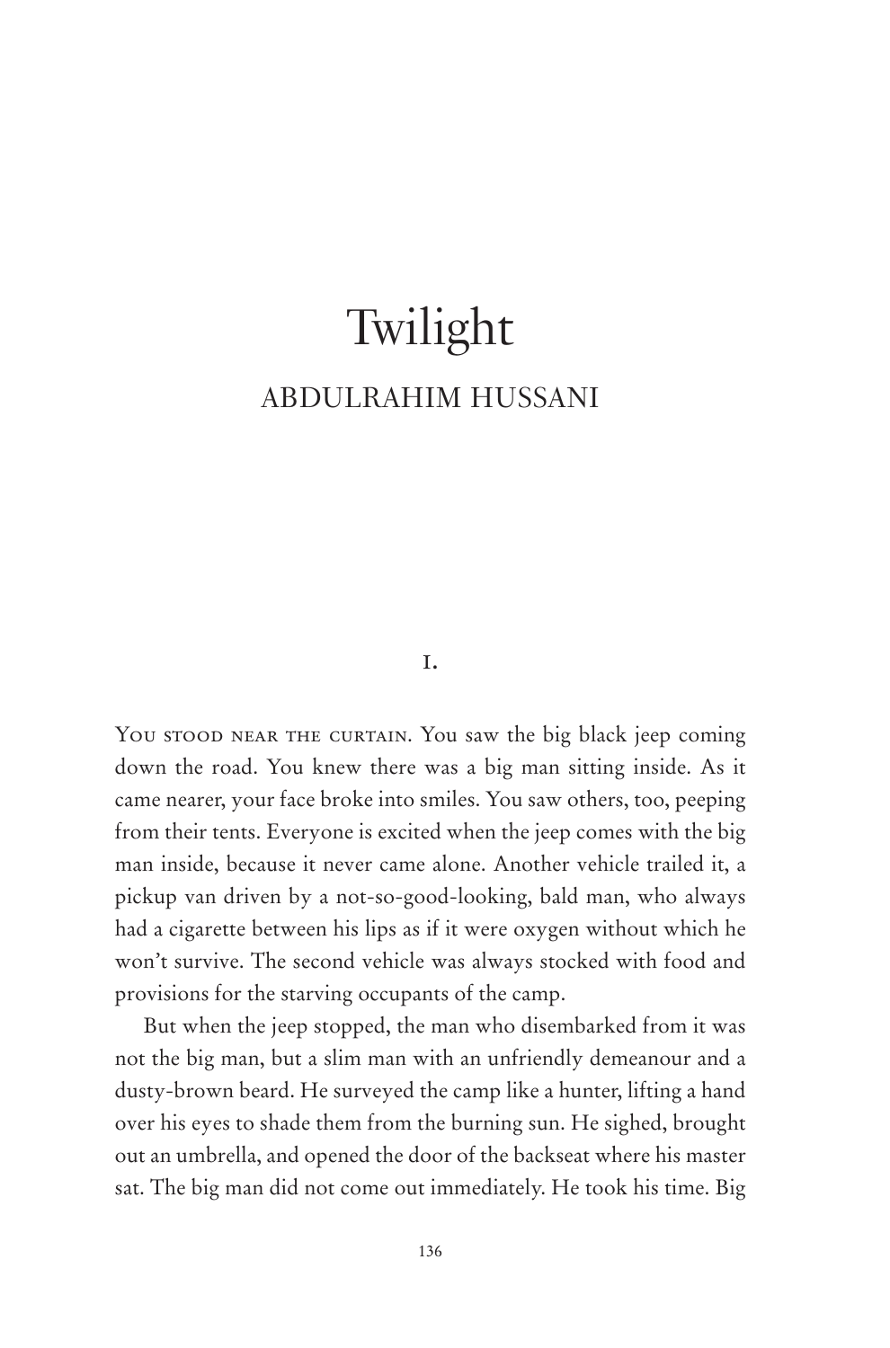# Twilight

## ABDULRAHIM HUSSANI

### 1.

You stood near the curtain. You saw the big black jeep coming down the road. You knew there was a big man sitting inside. As it came nearer, your face broke into smiles. You saw others, too, peeping from their tents. Everyone is excited when the jeep comes with the big man inside, because it never came alone. Another vehicle trailed it, a pickup van driven by a not-so-good-looking, bald man, who always had a cigarette between his lips as if it were oxygen without which he won't survive. The second vehicle was always stocked with food and provisions for the starving occupants of the camp.

But when the jeep stopped, the man who disembarked from it was not the big man, but a slim man with an unfriendly demeanour and a dusty-brown beard. He surveyed the camp like a hunter, lifting a hand over his eyes to shade them from the burning sun. He sighed, brought out an umbrella, and opened the door of the backseat where his master sat. The big man did not come out immediately. He took his time. Big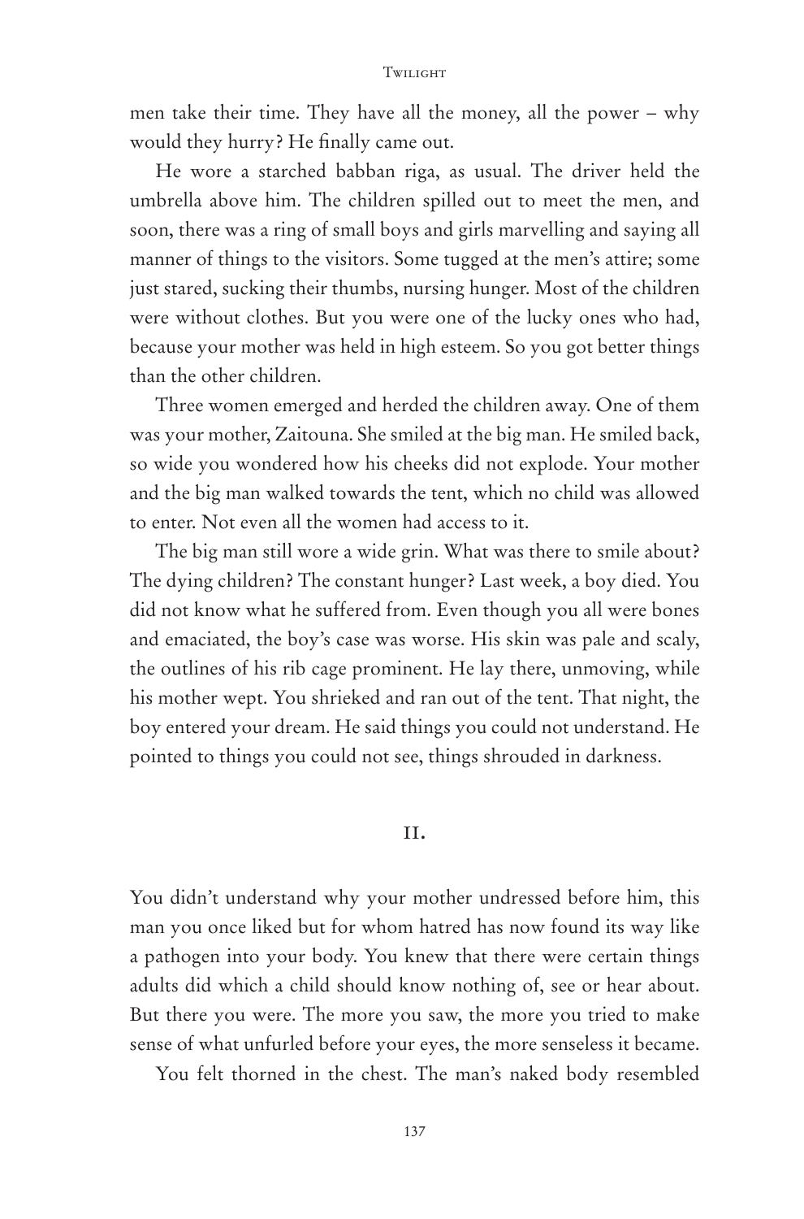men take their time. They have all the money, all the power – why would they hurry? He finally came out.

He wore a starched babban riga, as usual. The driver held the umbrella above him. The children spilled out to meet the men, and soon, there was a ring of small boys and girls marvelling and saying all manner of things to the visitors. Some tugged at the men's attire; some just stared, sucking their thumbs, nursing hunger. Most of the children were without clothes. But you were one of the lucky ones who had, because your mother was held in high esteem. So you got better things than the other children.

Three women emerged and herded the children away. One of them was your mother, Zaitouna. She smiled at the big man. He smiled back, so wide you wondered how his cheeks did not explode. Your mother and the big man walked towards the tent, which no child was allowed to enter. Not even all the women had access to it.

The big man still wore a wide grin. What was there to smile about? The dying children? The constant hunger? Last week, a boy died. You did not know what he suffered from. Even though you all were bones and emaciated, the boy's case was worse. His skin was pale and scaly, the outlines of his rib cage prominent. He lay there, unmoving, while his mother wept. You shrieked and ran out of the tent. That night, the boy entered your dream. He said things you could not understand. He pointed to things you could not see, things shrouded in darkness.

## II.

You didn't understand why your mother undressed before him, this man you once liked but for whom hatred has now found its way like a pathogen into your body. You knew that there were certain things adults did which a child should know nothing of, see or hear about. But there you were. The more you saw, the more you tried to make sense of what unfurled before your eyes, the more senseless it became.

You felt thorned in the chest. The man's naked body resembled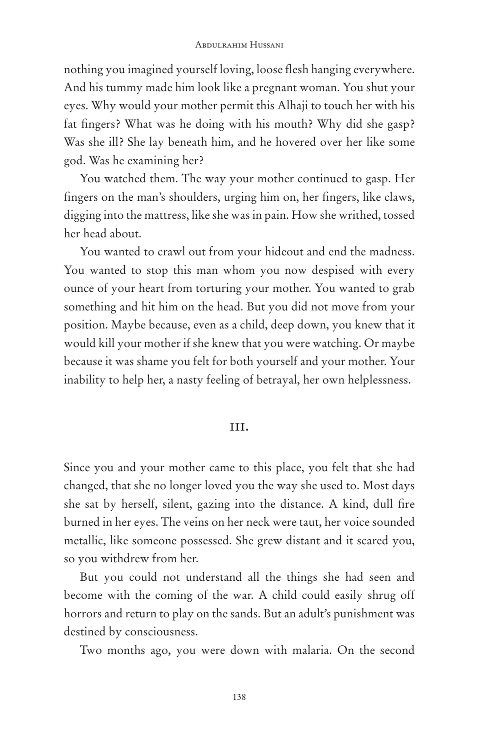nothing you imagined yourself loving, loose flesh hanging everywhere. And his tummy made him look like a pregnant woman. You shut your eyes. Why would your mother permit this Alhaji to touch her with his fat fingers? What was he doing with his mouth? Why did she gasp? Was she ill? She lay beneath him, and he hovered over her like some god. Was he examining her?

You watched them. The way your mother continued to gasp. Her fingers on the man's shoulders, urging him on, her fingers, like claws, digging into the mattress, like she was in pain. How she writhed, tossed her head about.

You wanted to crawl out from your hideout and end the madness. You wanted to stop this man whom you now despised with every ounce of your heart from torturing your mother. You wanted to grab something and hit him on the head. But you did not move from your position. Maybe because, even as a child, deep down, you knew that it would kill your mother if she knew that you were watching. Or maybe because it was shame you felt for both yourself and your mother. Your inability to help her, a nasty feeling of betrayal, her own helplessness.

## III.

Since you and your mother came to this place, you felt that she had changed, that she no longer loved you the way she used to. Most days she sat by herself, silent, gazing into the distance. A kind, dull fire burned in her eyes. The veins on her neck were taut, her voice sounded metallic, like someone possessed. She grew distant and it scared you, so you withdrew from her.

But you could not understand all the things she had seen and become with the coming of the war. A child could easily shrug off horrors and return to play on the sands. But an adult's punishment was destined by consciousness.

Two months ago, you were down with malaria. On the second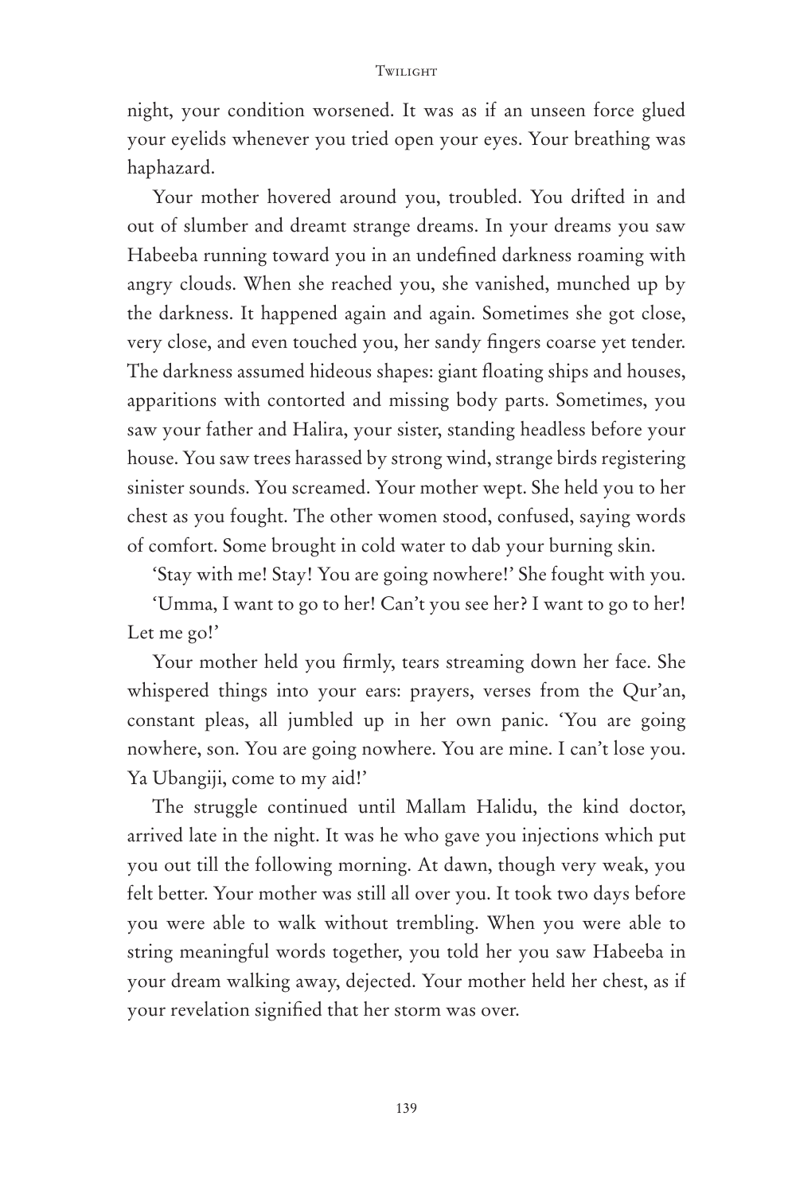night, your condition worsened. It was as if an unseen force glued your eyelids whenever you tried open your eyes. Your breathing was haphazard.

Your mother hovered around you, troubled. You drifted in and out of slumber and dreamt strange dreams. In your dreams you saw Habeeba running toward you in an undefined darkness roaming with angry clouds. When she reached you, she vanished, munched up by the darkness. It happened again and again. Sometimes she got close, very close, and even touched you, her sandy fingers coarse yet tender. The darkness assumed hideous shapes: giant floating ships and houses, apparitions with contorted and missing body parts. Sometimes, you saw your father and Halira, your sister, standing headless before your house. You saw trees harassed by strong wind, strange birds registering sinister sounds. You screamed. Your mother wept. She held you to her chest as you fought. The other women stood, confused, saying words of comfort. Some brought in cold water to dab your burning skin.

'Stay with me! Stay! You are going nowhere!' She fought with you.

'Umma, I want to go to her! Can't you see her? I want to go to her! Let me go!'

Your mother held you firmly, tears streaming down her face. She whispered things into your ears: prayers, verses from the Qur'an, constant pleas, all jumbled up in her own panic. 'You are going nowhere, son. You are going nowhere. You are mine. I can't lose you. Ya Ubangiji, come to my aid!'

The struggle continued until Mallam Halidu, the kind doctor, arrived late in the night. It was he who gave you injections which put you out till the following morning. At dawn, though very weak, you felt better. Your mother was still all over you. It took two days before you were able to walk without trembling. When you were able to string meaningful words together, you told her you saw Habeeba in your dream walking away, dejected. Your mother held her chest, as if your revelation signified that her storm was over.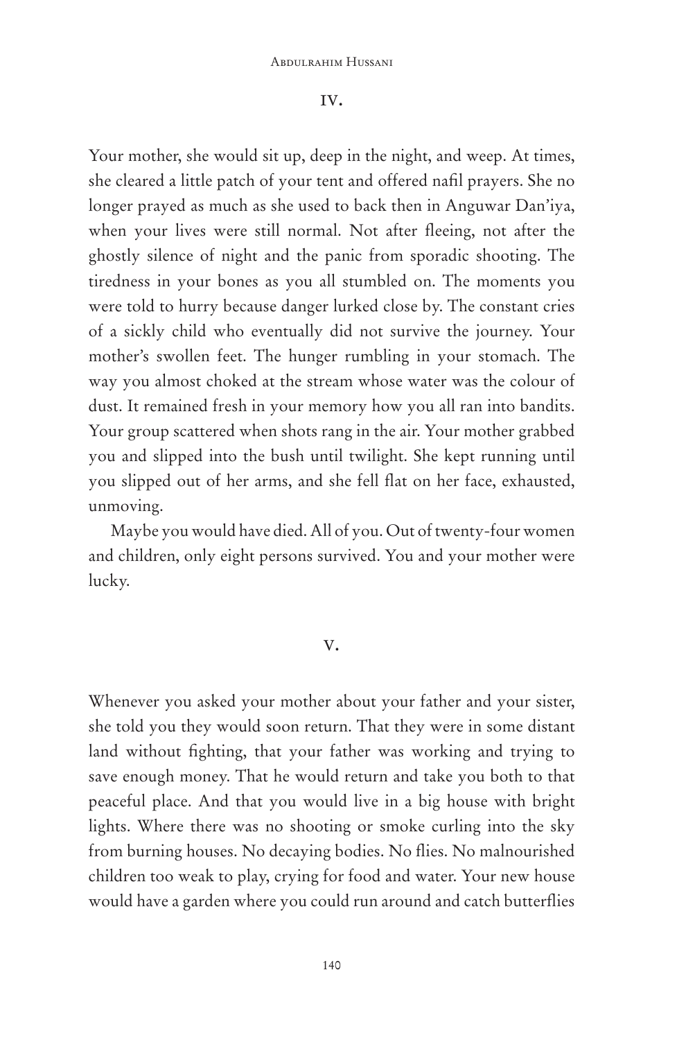## IV.

Your mother, she would sit up, deep in the night, and weep. At times, she cleared a little patch of your tent and offered nafil prayers. She no longer prayed as much as she used to back then in Anguwar Dan'iya, when your lives were still normal. Not after fleeing, not after the ghostly silence of night and the panic from sporadic shooting. The tiredness in your bones as you all stumbled on. The moments you were told to hurry because danger lurked close by. The constant cries of a sickly child who eventually did not survive the journey. Your mother's swollen feet. The hunger rumbling in your stomach. The way you almost choked at the stream whose water was the colour of dust. It remained fresh in your memory how you all ran into bandits. Your group scattered when shots rang in the air. Your mother grabbed you and slipped into the bush until twilight. She kept running until you slipped out of her arms, and she fell flat on her face, exhausted, unmoving.

Maybe you would have died. All of you. Out of twenty-four women and children, only eight persons survived. You and your mother were lucky.

## V.

Whenever you asked your mother about your father and your sister, she told you they would soon return. That they were in some distant land without fighting, that your father was working and trying to save enough money. That he would return and take you both to that peaceful place. And that you would live in a big house with bright lights. Where there was no shooting or smoke curling into the sky from burning houses. No decaying bodies. No flies. No malnourished children too weak to play, crying for food and water. Your new house would have a garden where you could run around and catch butterflies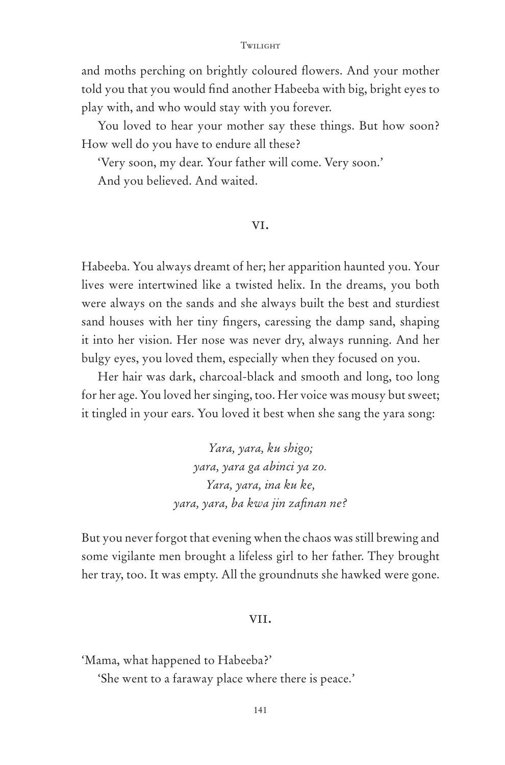and moths perching on brightly coloured flowers. And your mother told you that you would find another Habeeba with big, bright eyes to play with, and who would stay with you forever.

You loved to hear your mother say these things. But how soon? How well do you have to endure all these?

'Very soon, my dear. Your father will come. Very soon.'

And you believed. And waited.

## VI.

Habeeba. You always dreamt of her; her apparition haunted you. Your lives were intertwined like a twisted helix. In the dreams, you both were always on the sands and she always built the best and sturdiest sand houses with her tiny fingers, caressing the damp sand, shaping it into her vision. Her nose was never dry, always running. And her bulgy eyes, you loved them, especially when they focused on you.

Her hair was dark, charcoal-black and smooth and long, too long for her age. You loved her singing, too. Her voice was mousy but sweet; it tingled in your ears. You loved it best when she sang the yara song:

*Yara, yara, ku shigo;*
*yara, yara ga abinci ya zo.*
*Yara, yara, ina ku ke,*
*yara, yara, ba kwa jin zafinan ne?*

But you never forgot that evening when the chaos was still brewing and some vigilante men brought a lifeless girl to her father. They brought her tray, too. It was empty. All the groundnuts she hawked were gone.

## VII.

'Mama, what happened to Habeeba?'

'She went to a faraway place where there is peace.'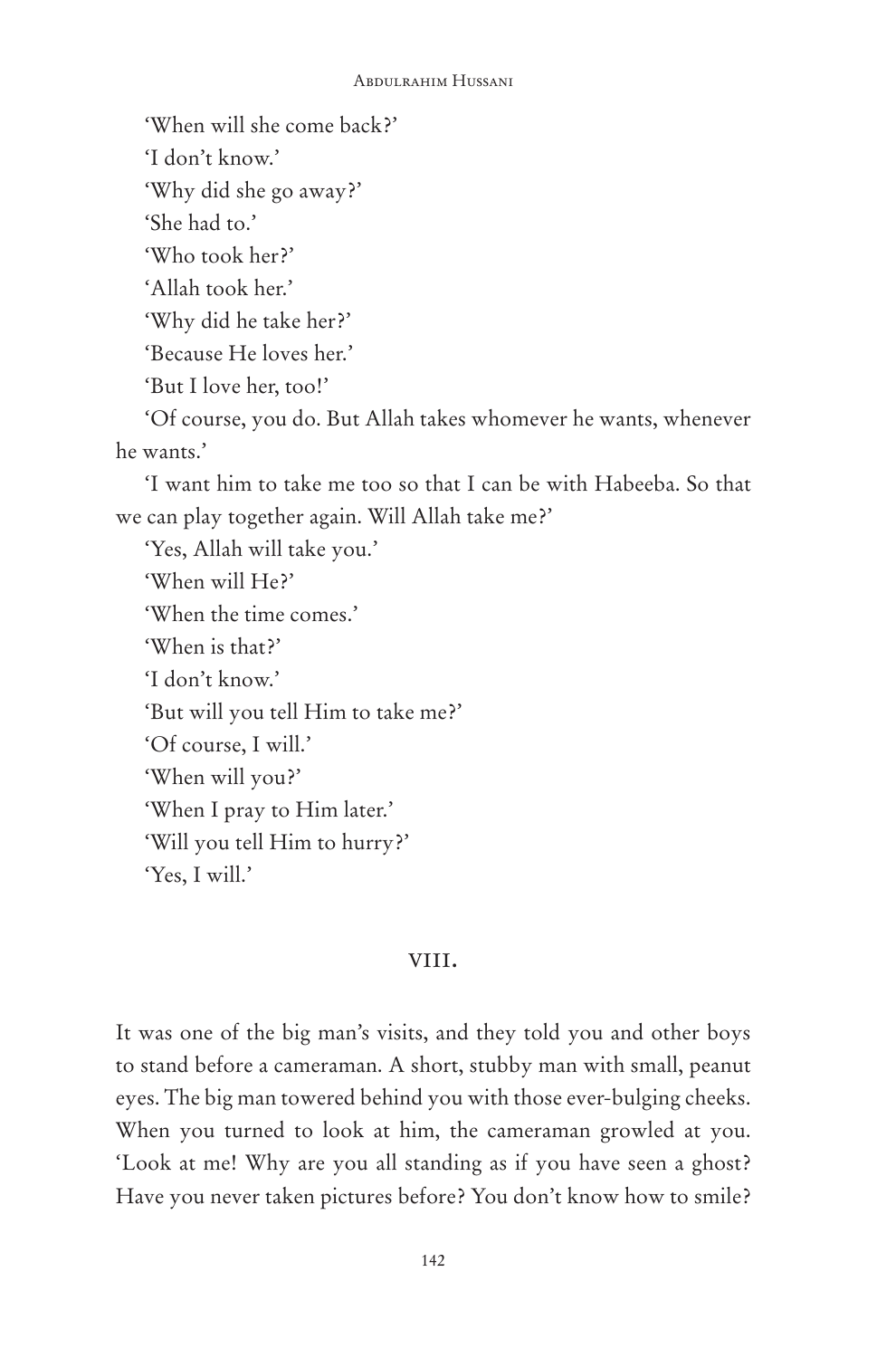'When will she come back?'

'I don't know.'

'Why did she go away?'

'She had to.'

'Who took her?'

'Allah took her.'

'Why did he take her?'

'Because He loves her.'

'But I love her, too!'

'Of course, you do. But Allah takes whomever he wants, whenever he wants.'

'I want him to take me too so that I can be with Habeeba. So that we can play together again. Will Allah take me?'

'Yes, Allah will take you.'

'When will He?'

'When the time comes.'

'When is that?'

'I don't know.'

'But will you tell Him to take me?'

'Of course, I will.'

'When will you?'

'When I pray to Him later.'

'Will you tell Him to hurry?'

'Yes, I will.'

## VIII.

It was one of the big man's visits, and they told you and other boys to stand before a cameraman. A short, stubby man with small, peanut eyes. The big man towered behind you with those ever-bulging cheeks. When you turned to look at him, the cameraman growled at you. 'Look at me! Why are you all standing as if you have seen a ghost? Have you never taken pictures before? You don't know how to smile?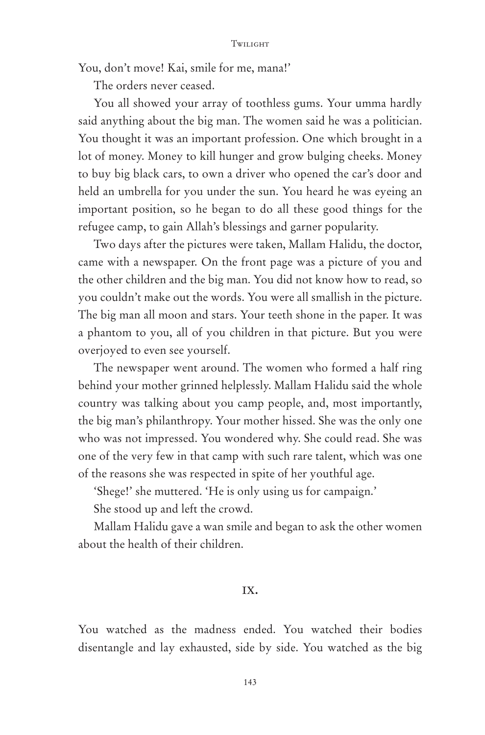You, don't move! Kai, smile for me, mana!'

The orders never ceased.

You all showed your array of toothless gums. Your umma hardly said anything about the big man. The women said he was a politician. You thought it was an important profession. One which brought in a lot of money. Money to kill hunger and grow bulging cheeks. Money to buy big black cars, to own a driver who opened the car's door and held an umbrella for you under the sun. You heard he was eyeing an important position, so he began to do all these good things for the refugee camp, to gain Allah's blessings and garner popularity.

Two days after the pictures were taken, Mallam Halidu, the doctor, came with a newspaper. On the front page was a picture of you and the other children and the big man. You did not know how to read, so you couldn't make out the words. You were all smallish in the picture. The big man all moon and stars. Your teeth shone in the paper. It was a phantom to you, all of you children in that picture. But you were overjoyed to even see yourself.

The newspaper went around. The women who formed a half ring behind your mother grinned helplessly. Mallam Halidu said the whole country was talking about you camp people, and, most importantly, the big man's philanthropy. Your mother hissed. She was the only one who was not impressed. You wondered why. She could read. She was one of the very few in that camp with such rare talent, which was one of the reasons she was respected in spite of her youthful age.

'Shege!' she muttered. 'He is only using us for campaign.'

She stood up and left the crowd.

Mallam Halidu gave a wan smile and began to ask the other women about the health of their children.

## ix.

You watched as the madness ended. You watched their bodies disentangle and lay exhausted, side by side. You watched as the big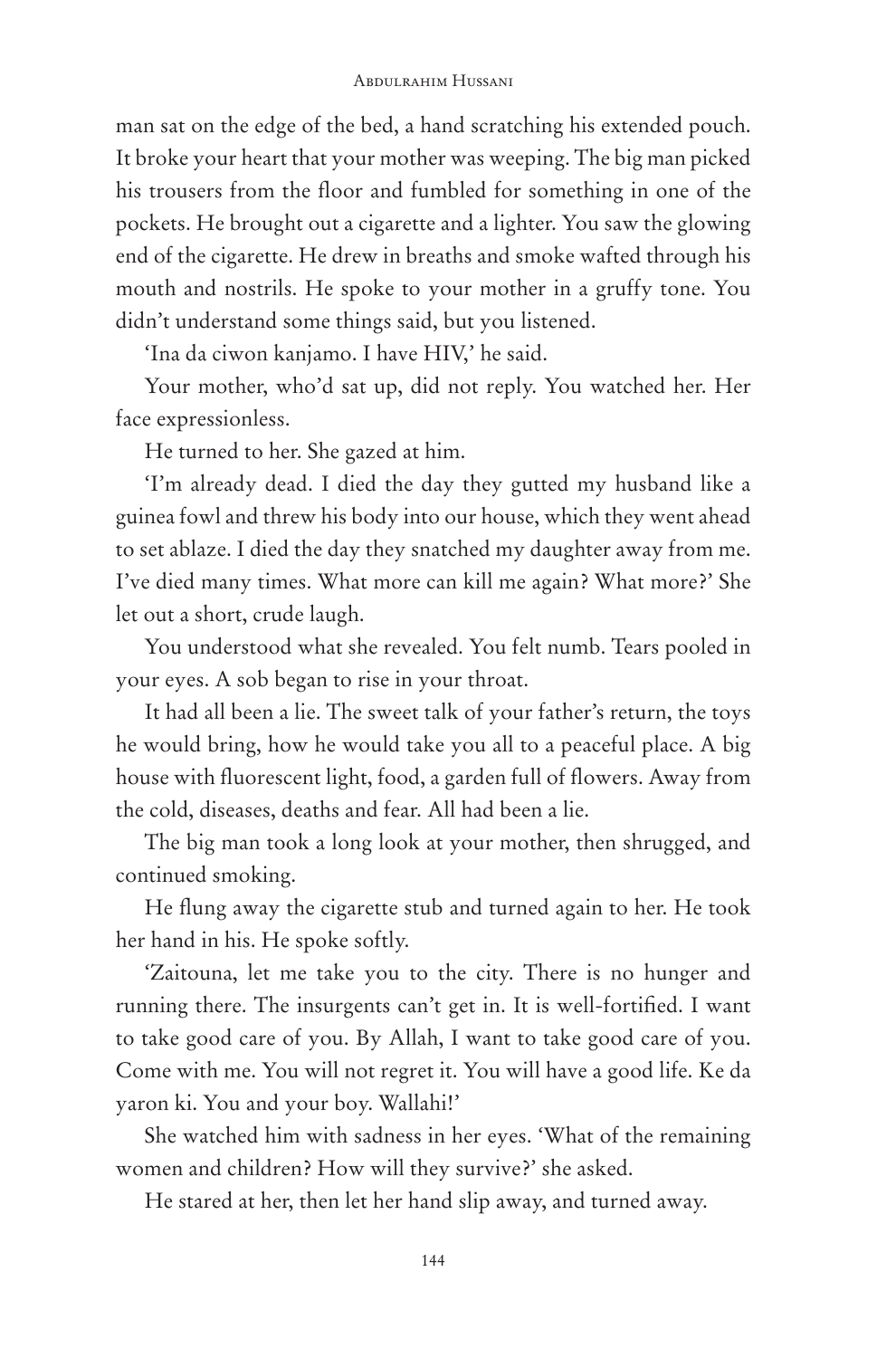man sat on the edge of the bed, a hand scratching his extended pouch. It broke your heart that your mother was weeping. The big man picked his trousers from the floor and fumbled for something in one of the pockets. He brought out a cigarette and a lighter. You saw the glowing end of the cigarette. He drew in breaths and smoke wafted through his mouth and nostrils. He spoke to your mother in a gruffy tone. You didn't understand some things said, but you listened.

'Ina da ciwon kanjamo. I have HIV,' he said.

Your mother, who'd sat up, did not reply. You watched her. Her face expressionless.

He turned to her. She gazed at him.

'I'm already dead. I died the day they gutted my husband like a guinea fowl and threw his body into our house, which they went ahead to set ablaze. I died the day they snatched my daughter away from me. I've died many times. What more can kill me again? What more?' She let out a short, crude laugh.

You understood what she revealed. You felt numb. Tears pooled in your eyes. A sob began to rise in your throat.

It had all been a lie. The sweet talk of your father's return, the toys he would bring, how he would take you all to a peaceful place. A big house with fluorescent light, food, a garden full of flowers. Away from the cold, diseases, deaths and fear. All had been a lie.

The big man took a long look at your mother, then shrugged, and continued smoking.

He flung away the cigarette stub and turned again to her. He took her hand in his. He spoke softly.

'Zaitouna, let me take you to the city. There is no hunger and running there. The insurgents can't get in. It is well-fortified. I want to take good care of you. By Allah, I want to take good care of you. Come with me. You will not regret it. You will have a good life. Ke da yaron ki. You and your boy. Wallahi!'

She watched him with sadness in her eyes. 'What of the remaining women and children? How will they survive?' she asked.

He stared at her, then let her hand slip away, and turned away.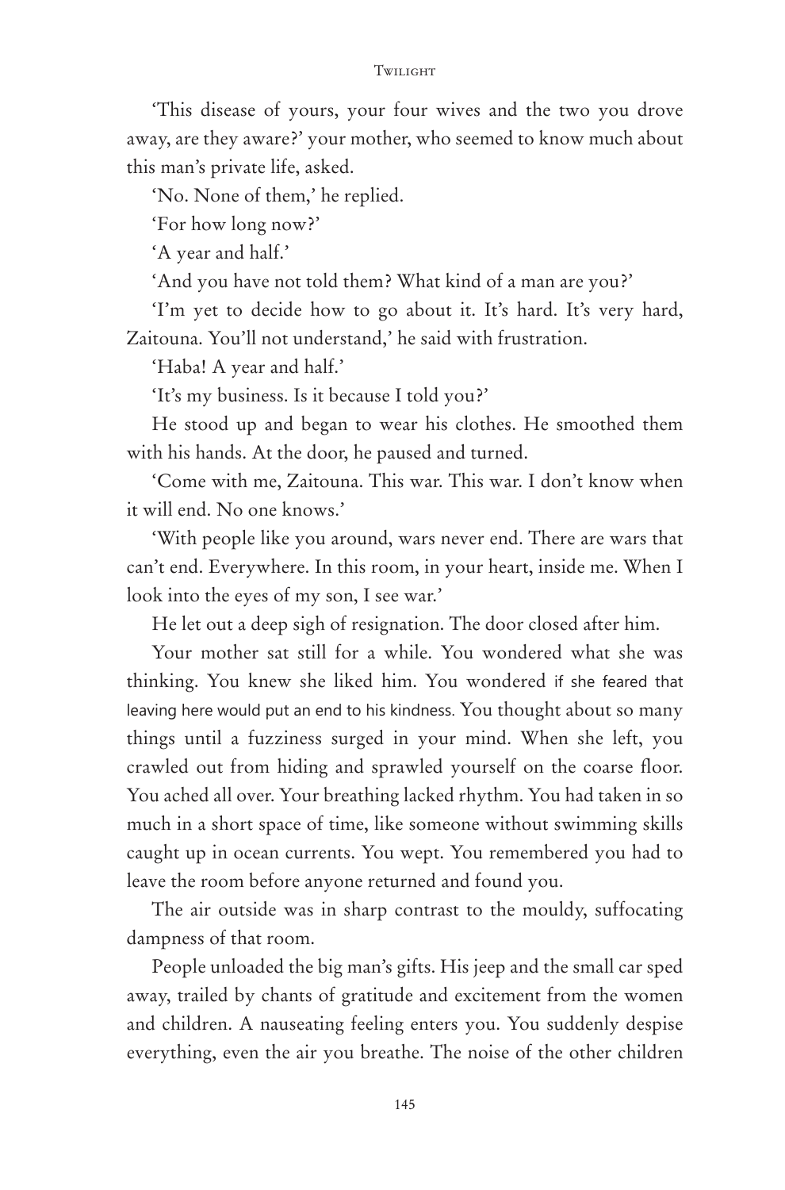'This disease of yours, your four wives and the two you drove away, are they aware?' your mother, who seemed to know much about this man's private life, asked.

'No. None of them,' he replied.

'For how long now?'

'A year and half.'

'And you have not told them? What kind of a man are you?'

'I'm yet to decide how to go about it. It's hard. It's very hard, Zaitouna. You'll not understand,' he said with frustration.

'Haba! A year and half.'

'It's my business. Is it because I told you?'

He stood up and began to wear his clothes. He smoothed them with his hands. At the door, he paused and turned.

'Come with me, Zaitouna. This war. This war. I don't know when it will end. No one knows.'

'With people like you around, wars never end. There are wars that can't end. Everywhere. In this room, in your heart, inside me. When I look into the eyes of my son, I see war.'

He let out a deep sigh of resignation. The door closed after him.

Your mother sat still for a while. You wondered what she was thinking. You knew she liked him. You wondered if she feared that leaving here would put an end to his kindness. You thought about so many things until a fuzziness surged in your mind. When she left, you crawled out from hiding and sprawled yourself on the coarse floor. You ached all over. Your breathing lacked rhythm. You had taken in so much in a short space of time, like someone without swimming skills caught up in ocean currents. You wept. You remembered you had to leave the room before anyone returned and found you.

The air outside was in sharp contrast to the mouldy, suffocating dampness of that room.

People unloaded the big man's gifts. His jeep and the small car sped away, trailed by chants of gratitude and excitement from the women and children. A nauseating feeling enters you. You suddenly despise everything, even the air you breathe. The noise of the other children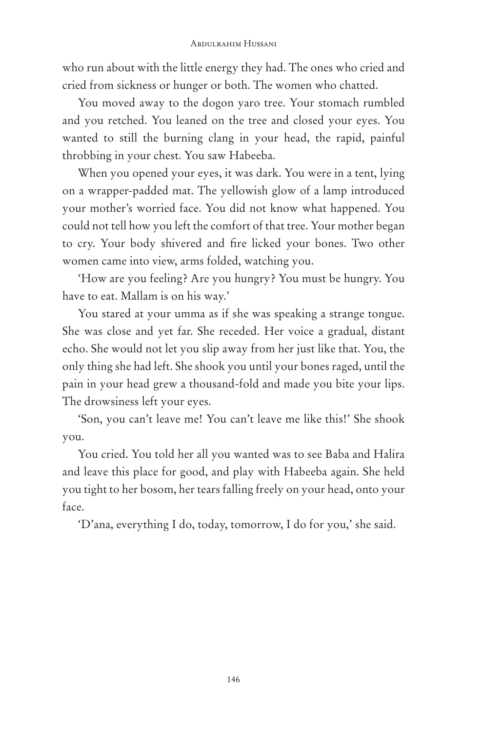who run about with the little energy they had. The ones who cried and cried from sickness or hunger or both. The women who chatted.

You moved away to the dogon yaro tree. Your stomach rumbled and you retched. You leaned on the tree and closed your eyes. You wanted to still the burning clang in your head, the rapid, painful throbbing in your chest. You saw Habeeba.

When you opened your eyes, it was dark. You were in a tent, lying on a wrapper-padded mat. The yellowish glow of a lamp introduced your mother's worried face. You did not know what happened. You could not tell how you left the comfort of that tree. Your mother began to cry. Your body shivered and fire licked your bones. Two other women came into view, arms folded, watching you.

'How are you feeling? Are you hungry? You must be hungry. You have to eat. Mallam is on his way.'

You stared at your umma as if she was speaking a strange tongue. She was close and yet far. She receded. Her voice a gradual, distant echo. She would not let you slip away from her just like that. You, the only thing she had left. She shook you until your bones raged, until the pain in your head grew a thousand-fold and made you bite your lips. The drowsiness left your eyes.

'Son, you can't leave me! You can't leave me like this!' She shook you.

You cried. You told her all you wanted was to see Baba and Halira and leave this place for good, and play with Habeeba again. She held you tight to her bosom, her tears falling freely on your head, onto your face.

'D'ana, everything I do, today, tomorrow, I do for you,' she said.